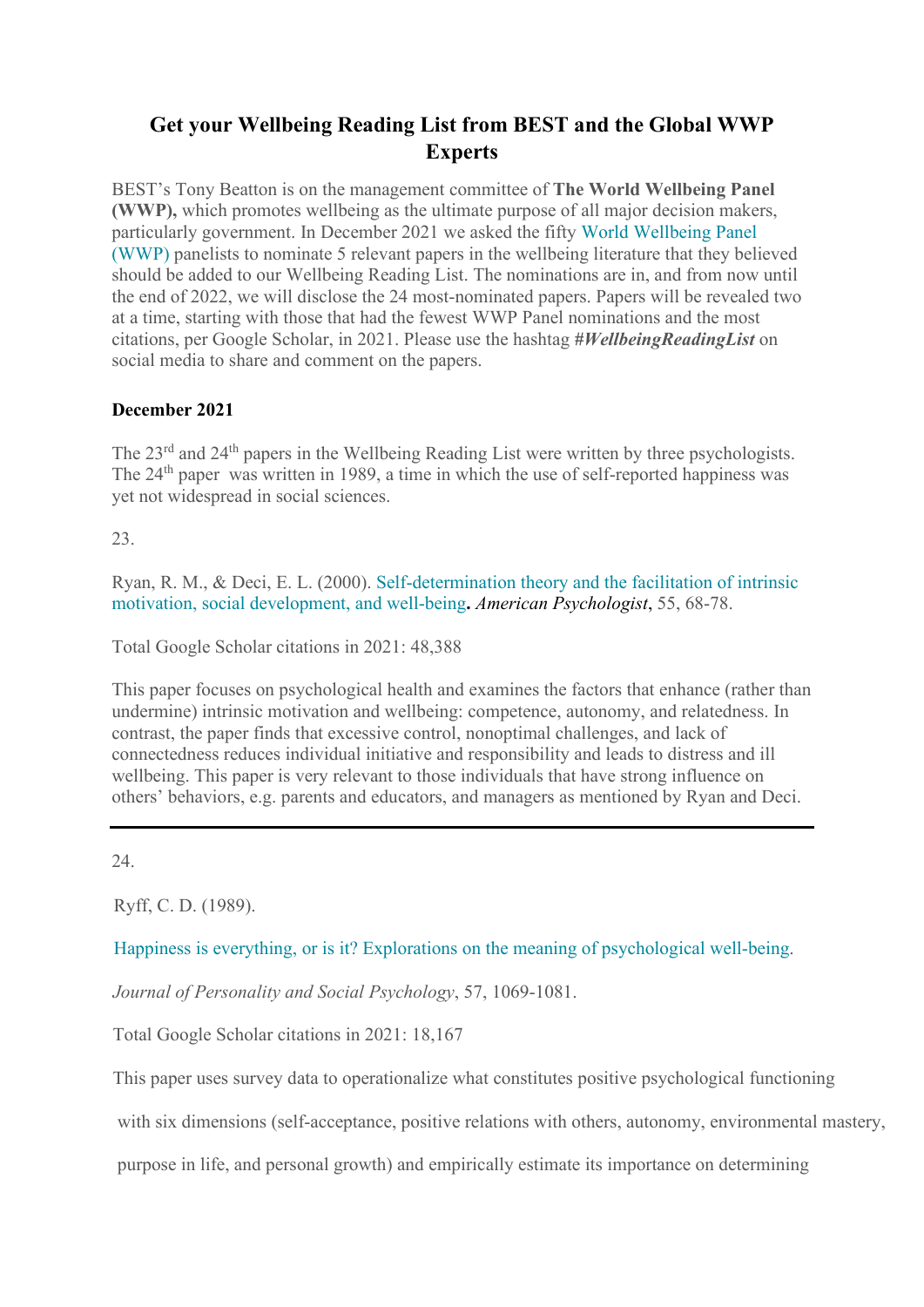# Get your Wellbeing Reading List from BEST and the Global WWP Experts

BEST's Tony Beatton is on the management committee of **The World Wellbeing Panel (WWP),** which promotes wellbeing as the ultimate purpose of all major decision makers, particularly government. In December 2021 we asked the fifty World Wellbeing Panel (WWP) panelists to nominate 5 relevant papers in the wellbeing literature that they believed should be added to our Wellbeing Reading List. The nominations are in, and from now until the end of 2022, we will disclose the 24 most-nominated papers. Papers will be revealed two at a time, starting with those that had the fewest WWP Panel nominations and the most citations, per Google Scholar, in 2021. Please use the hashtag ***#WellbeingReadingList*** on social media to share and comment on the papers.

**December 2021**

The 23rd and 24th papers in the Wellbeing Reading List were written by three psychologists. The 24th paper was written in 1989, a time in which the use of self-reported happiness was yet not widespread in social sciences.

23.

Ryan, R. M., & Deci, E. L. (2000). Self-determination theory and the facilitation of intrinsic motivation, social development, and well-being**.** *American Psychologist*, 55, 68-78.

Total Google Scholar citations in 2021: 48,388

This paper focuses on psychological health and examines the factors that enhance (rather than undermine) intrinsic motivation and wellbeing: competence, autonomy, and relatedness. In contrast, the paper finds that excessive control, nonoptimal challenges, and lack of connectedness reduces individual initiative and responsibility and leads to distress and ill wellbeing. This paper is very relevant to those individuals that have strong influence on others' behaviors, e.g. parents and educators, and managers as mentioned by Ryan and Deci.

---

24.

Ryff, C. D. (1989).

Happiness is everything, or is it? Explorations on the meaning of psychological well-being.

*Journal of Personality and Social Psychology*, 57, 1069-1081.

Total Google Scholar citations in 2021: 18,167

This paper uses survey data to operationalize what constitutes positive psychological functioning with six dimensions (self-acceptance, positive relations with others, autonomy, environmental mastery, purpose in life, and personal growth) and empirically estimate its importance on determining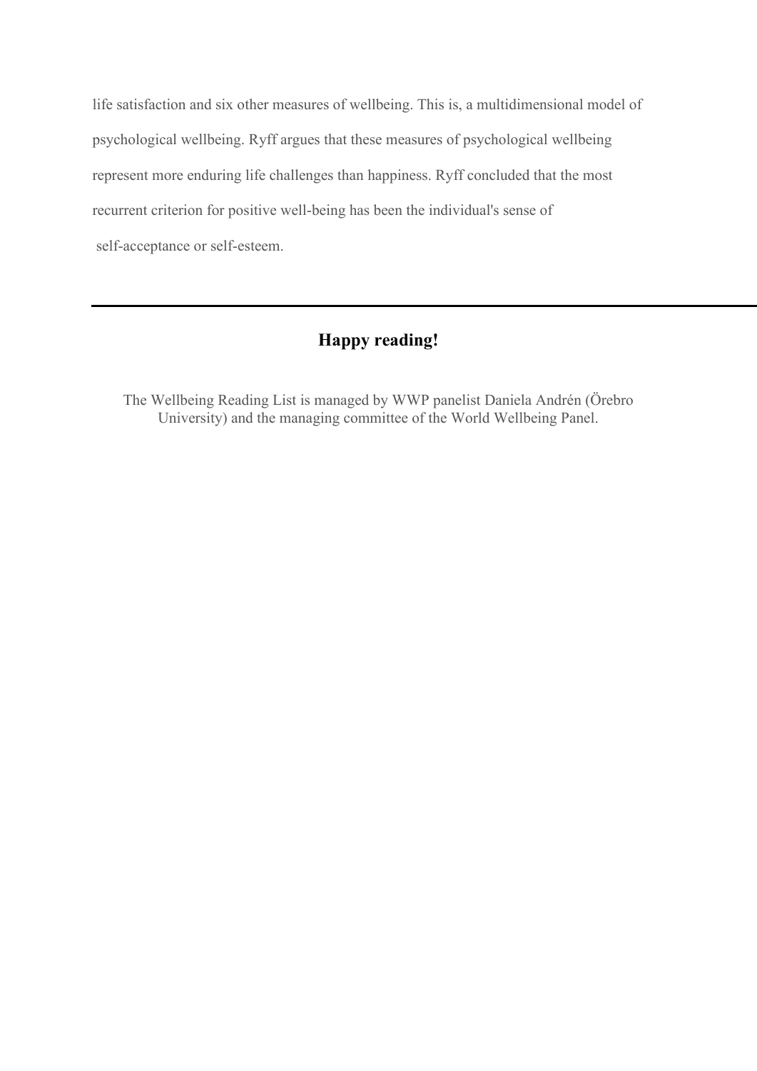life satisfaction and six other measures of wellbeing. This is, a multidimensional model of psychological wellbeing. Ryff argues that these measures of psychological wellbeing represent more enduring life challenges than happiness. Ryff concluded that the most recurrent criterion for positive well-being has been the individual's sense of self-acceptance or self-esteem.

---

## Happy reading!

The Wellbeing Reading List is managed by WWP panelist Daniela Andrén (Örebro University) and the managing committee of the World Wellbeing Panel.